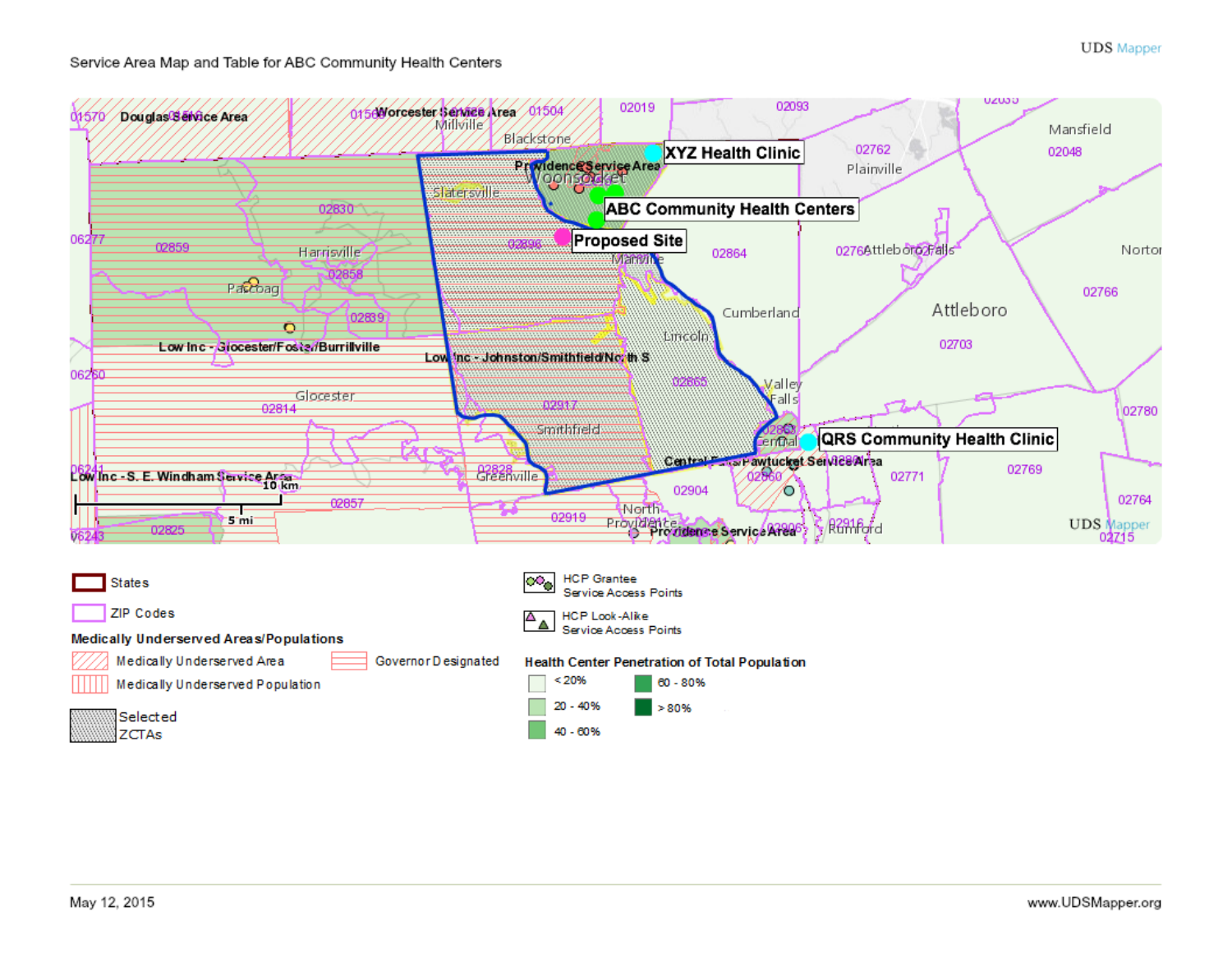Service Area Map and Table for ABC Community Health Centers

UDS Mapper

**Legend**

- States
- ZIP Codes

**Medically Underserved Areas/Populations**

- Medically Underserved Area
- Governor Designated
- Medically Underserved Population
- Selected ZCTAs

- HCP Grantee Service Access Points
- HCP Look-Alike Service Access Points

**Health Center Penetration of Total Population**

- < 20%
- 20 - 40%
- 40 - 60%
- 60 - 80%
- > 80%

May 12, 2015

www.UDSMapper.org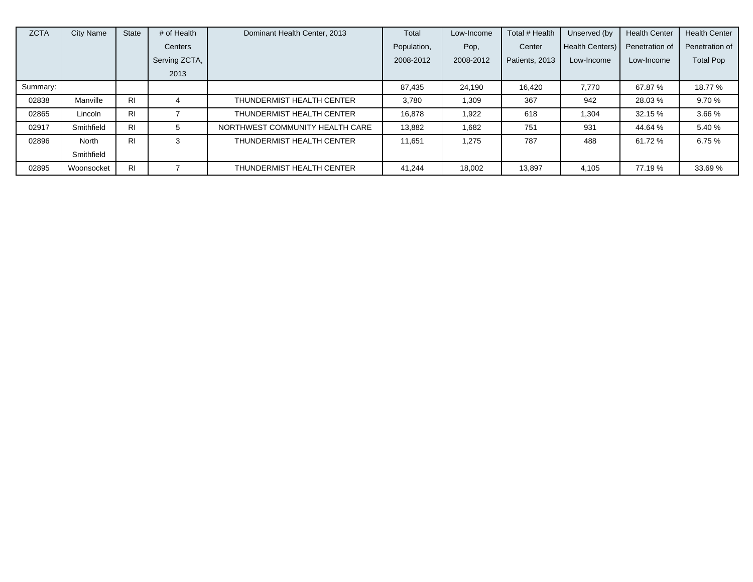| ZCTA | City Name | State | # of Health Centers Serving ZCTA, 2013 | Dominant Health Center, 2013 | Total Population, 2008-2012 | Low-Income Pop, 2008-2012 | Total # Health Center Patients, 2013 | Unserved (by Health Centers) Low-Income | Health Center Penetration of Low-Income | Health Center Penetration of Total Pop |
|---|---|---|---|---|---|---|---|---|---|---|
| Summary: | | | | | 87,435 | 24,190 | 16,420 | 7,770 | 67.87 % | 18.77 % |
| 02838 | Manville | RI | 4 | THUNDERMIST HEALTH CENTER | 3,780 | 1,309 | 367 | 942 | 28.03 % | 9.70 % |
| 02865 | Lincoln | RI | 7 | THUNDERMIST HEALTH CENTER | 16,878 | 1,922 | 618 | 1,304 | 32.15 % | 3.66 % |
| 02917 | Smithfield | RI | 5 | NORTHWEST COMMUNITY HEALTH CARE | 13,882 | 1,682 | 751 | 931 | 44.64 % | 5.40 % |
| 02896 | North Smithfield | RI | 3 | THUNDERMIST HEALTH CENTER | 11,651 | 1,275 | 787 | 488 | 61.72 % | 6.75 % |
| 02895 | Woonsocket | RI | 7 | THUNDERMIST HEALTH CENTER | 41,244 | 18,002 | 13,897 | 4,105 | 77.19 % | 33.69 % |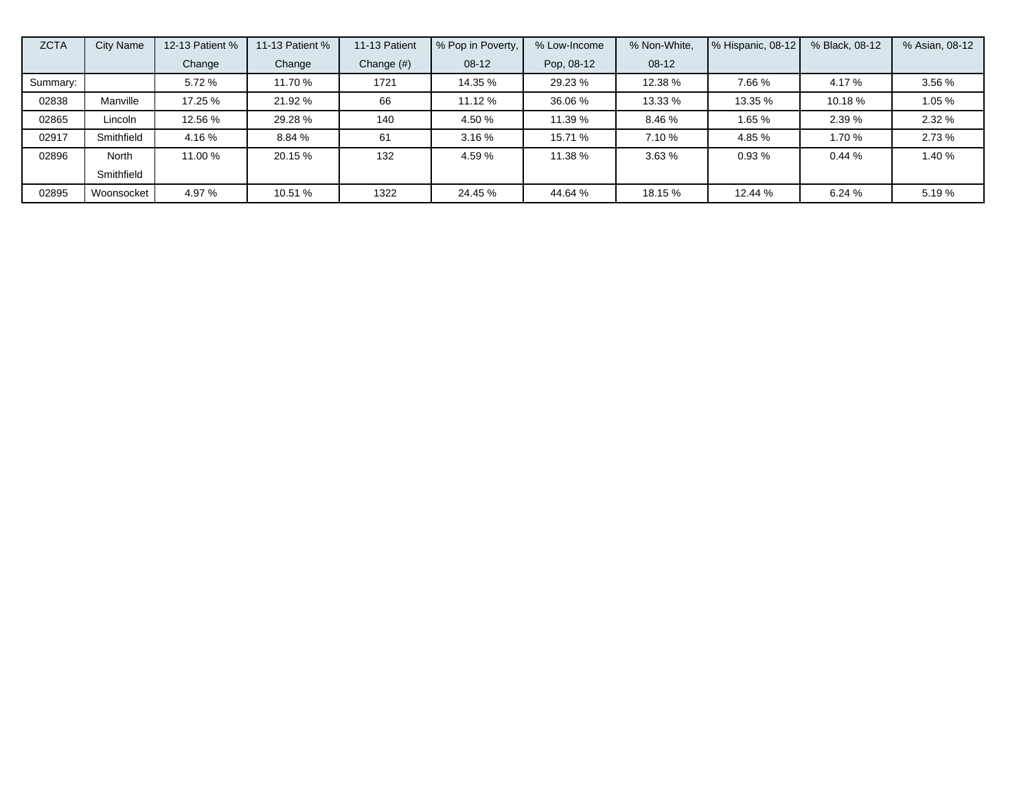| ZCTA | City Name | 12-13 Patient % Change | 11-13 Patient % Change | 11-13 Patient Change (#) | % Pop in Poverty, 08-12 | % Low-Income Pop, 08-12 | % Non-White, 08-12 | % Hispanic, 08-12 | % Black, 08-12 | % Asian, 08-12 |
|---|---|---|---|---|---|---|---|---|---|---|
| Summary: | | 5.72 % | 11.70 % | 1721 | 14.35 % | 29.23 % | 12.38 % | 7.66 % | 4.17 % | 3.56 % |
| 02838 | Manville | 17.25 % | 21.92 % | 66 | 11.12 % | 36.06 % | 13.33 % | 13.35 % | 10.18 % | 1.05 % |
| 02865 | Lincoln | 12.56 % | 29.28 % | 140 | 4.50 % | 11.39 % | 8.46 % | 1.65 % | 2.39 % | 2.32 % |
| 02917 | Smithfield | 4.16 % | 8.84 % | 61 | 3.16 % | 15.71 % | 7.10 % | 4.85 % | 1.70 % | 2.73 % |
| 02896 | North Smithfield | 11.00 % | 20.15 % | 132 | 4.59 % | 11.38 % | 3.63 % | 0.93 % | 0.44 % | 1.40 % |
| 02895 | Woonsocket | 4.97 % | 10.51 % | 1322 | 24.45 % | 44.64 % | 18.15 % | 12.44 % | 6.24 % | 5.19 % |